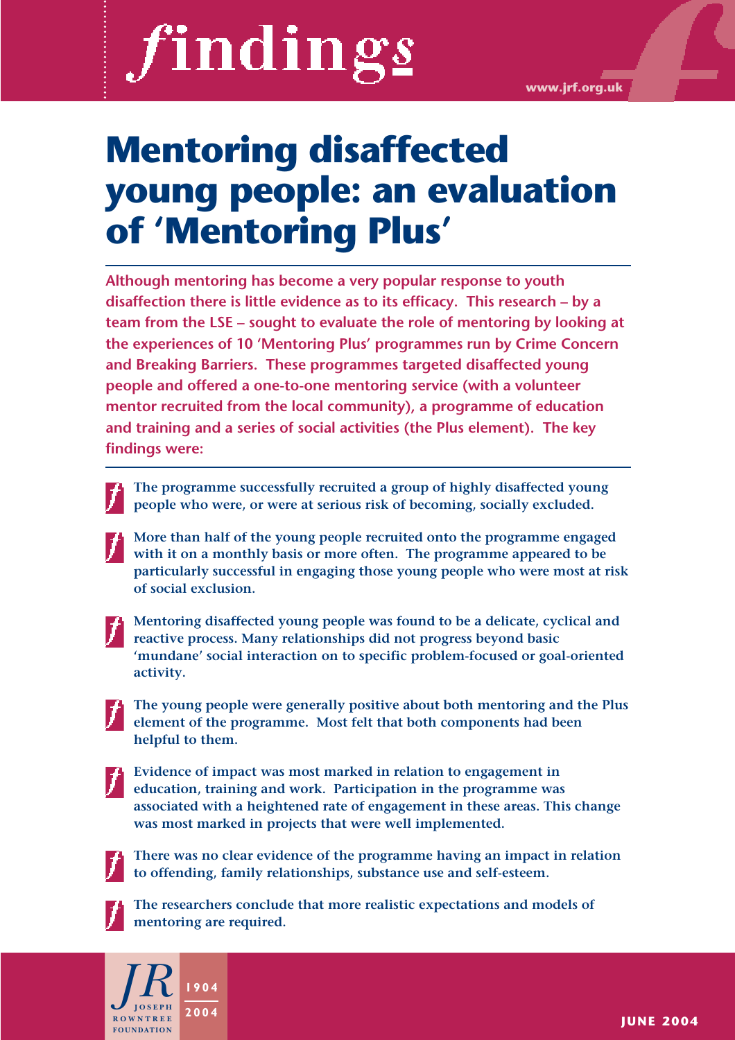# findings

www.jrf.org.uk

# Mentoring disaffected young people: an evaluation of 'Mentoring Plus'

**Although mentoring has become a very popular response to youth disaffection there is little evidence as to its efficacy. This research – by a team from the LSE – sought to evaluate the role of mentoring by looking at the experiences of 10 'Mentoring Plus' programmes run by Crime Concern and Breaking Barriers. These programmes targeted disaffected young people and offered a one-to-one mentoring service (with a volunteer mentor recruited from the local community), a programme of education and training and a series of social activities (the Plus element). The key findings were:**

- **The programme successfully recruited a group of highly disaffected young people who were, or were at serious risk of becoming, socially excluded.**
- **More than half of the young people recruited onto the programme engaged with it on a monthly basis or more often. The programme appeared to be particularly successful in engaging those young people who were most at risk of social exclusion.**
- **Mentoring disaffected young people was found to be a delicate, cyclical and reactive process. Many relationships did not progress beyond basic 'mundane' social interaction on to specific problem-focused or goal-oriented activity.**
- **The young people were generally positive about both mentoring and the Plus element of the programme. Most felt that both components had been helpful to them.**
- **Evidence of impact was most marked in relation to engagement in education, training and work. Participation in the programme was associated with a heightened rate of engagement in these areas. This change was most marked in projects that were well implemented.**
- **There was no clear evidence of the programme having an impact in relation to offending, family relationships, substance use and self-esteem.**
- **The researchers conclude that more realistic expectations and models of mentoring are required.**

JOSEPH ROWNTREE FOUNDATION 1904 2004

JUNE 2004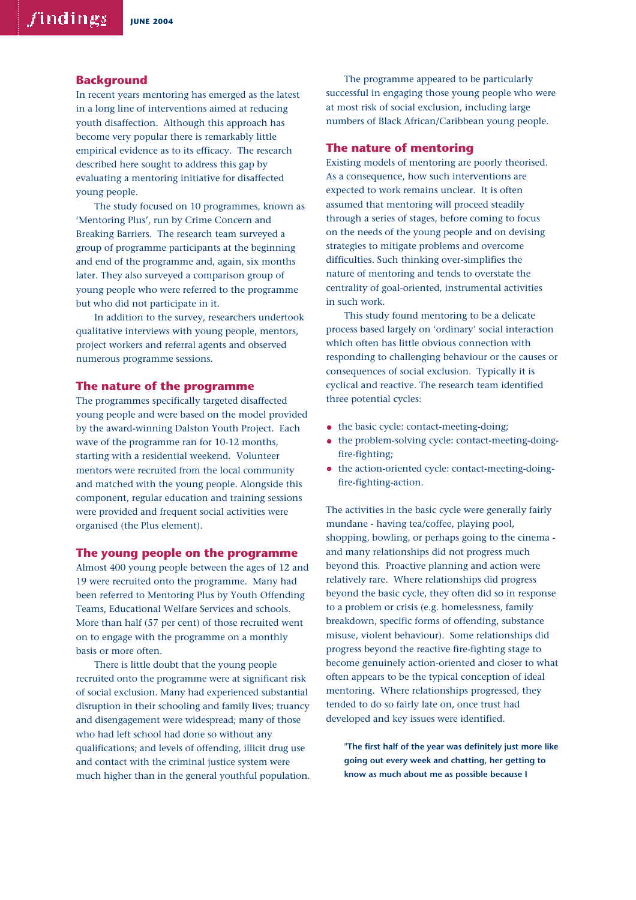## Background

In recent years mentoring has emerged as the latest in a long line of interventions aimed at reducing youth disaffection. Although this approach has become very popular there is remarkably little empirical evidence as to its efficacy. The research described here sought to address this gap by evaluating a mentoring initiative for disaffected young people.

The study focused on 10 programmes, known as 'Mentoring Plus', run by Crime Concern and Breaking Barriers. The research team surveyed a group of programme participants at the beginning and end of the programme and, again, six months later. They also surveyed a comparison group of young people who were referred to the programme but who did not participate in it.

In addition to the survey, researchers undertook qualitative interviews with young people, mentors, project workers and referral agents and observed numerous programme sessions.

## The nature of the programme

The programmes specifically targeted disaffected young people and were based on the model provided by the award-winning Dalston Youth Project. Each wave of the programme ran for 10-12 months, starting with a residential weekend. Volunteer mentors were recruited from the local community and matched with the young people. Alongside this component, regular education and training sessions were provided and frequent social activities were organised (the Plus element).

## The young people on the programme

Almost 400 young people between the ages of 12 and 19 were recruited onto the programme. Many had been referred to Mentoring Plus by Youth Offending Teams, Educational Welfare Services and schools. More than half (57 per cent) of those recruited went on to engage with the programme on a monthly basis or more often.

There is little doubt that the young people recruited onto the programme were at significant risk of social exclusion. Many had experienced substantial disruption in their schooling and family lives; truancy and disengagement were widespread; many of those who had left school had done so without any qualifications; and levels of offending, illicit drug use and contact with the criminal justice system were much higher than in the general youthful population.

The programme appeared to be particularly successful in engaging those young people who were at most risk of social exclusion, including large numbers of Black African/Caribbean young people.

## The nature of mentoring

Existing models of mentoring are poorly theorised. As a consequence, how such interventions are expected to work remains unclear. It is often assumed that mentoring will proceed steadily through a series of stages, before coming to focus on the needs of the young people and on devising strategies to mitigate problems and overcome difficulties. Such thinking over-simplifies the nature of mentoring and tends to overstate the centrality of goal-oriented, instrumental activities in such work.

This study found mentoring to be a delicate process based largely on 'ordinary' social interaction which often has little obvious connection with responding to challenging behaviour or the causes or consequences of social exclusion. Typically it is cyclical and reactive. The research team identified three potential cycles:

- the basic cycle: contact-meeting-doing;
- the problem-solving cycle: contact-meeting-doing-fire-fighting;
- the action-oriented cycle: contact-meeting-doing-fire-fighting-action.

The activities in the basic cycle were generally fairly mundane - having tea/coffee, playing pool, shopping, bowling, or perhaps going to the cinema - and many relationships did not progress much beyond this. Proactive planning and action were relatively rare. Where relationships did progress beyond the basic cycle, they often did so in response to a problem or crisis (e.g. homelessness, family breakdown, specific forms of offending, substance misuse, violent behaviour). Some relationships did progress beyond the reactive fire-fighting stage to become genuinely action-oriented and closer to what often appears to be the typical conception of ideal mentoring. Where relationships progressed, they tended to do so fairly late on, once trust had developed and key issues were identified.

**"The first half of the year was definitely just more like going out every week and chatting, her getting to know as much about me as possible because I**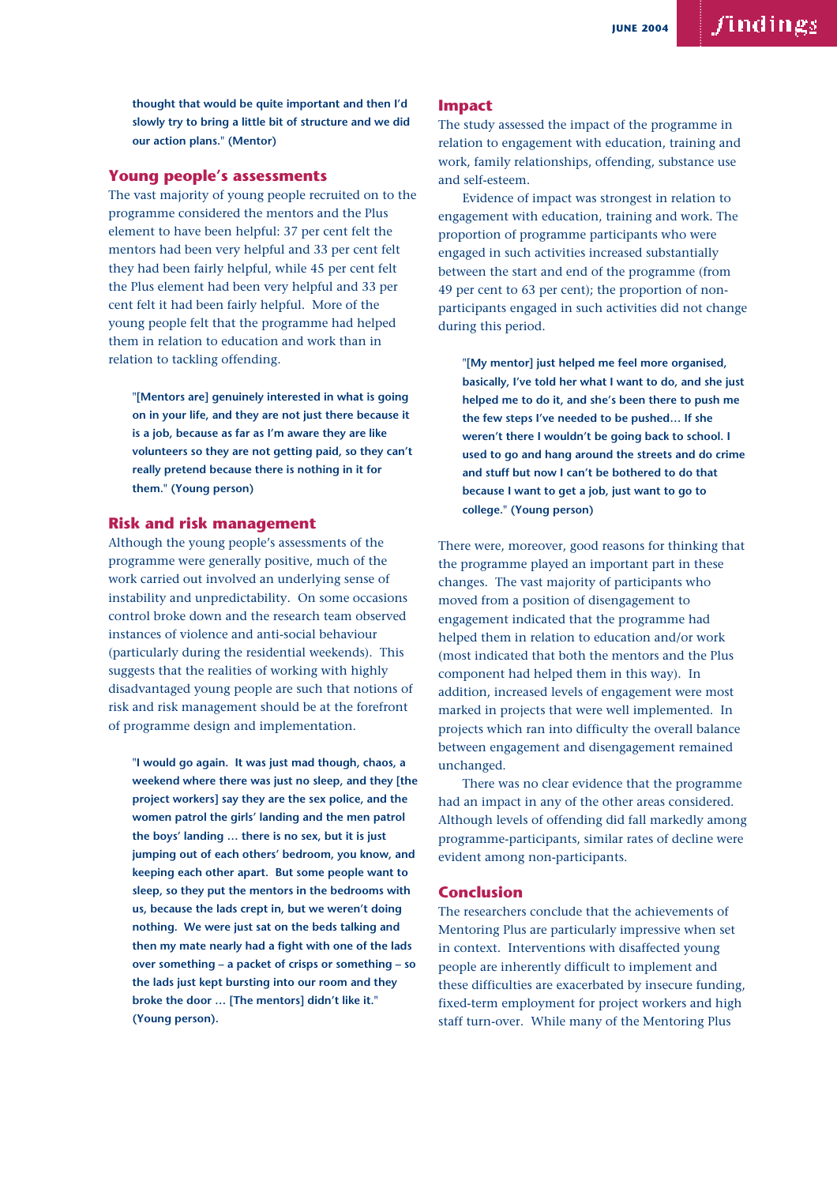**thought that would be quite important and then I'd slowly try to bring a little bit of structure and we did our action plans." (Mentor)**

## Young people's assessments

The vast majority of young people recruited on to the programme considered the mentors and the Plus element to have been helpful: 37 per cent felt the mentors had been very helpful and 33 per cent felt they had been fairly helpful, while 45 per cent felt the Plus element had been very helpful and 33 per cent felt it had been fairly helpful. More of the young people felt that the programme had helped them in relation to education and work than in relation to tackling offending.

**"[Mentors are] genuinely interested in what is going on in your life, and they are not just there because it is a job, because as far as I'm aware they are like volunteers so they are not getting paid, so they can't really pretend because there is nothing in it for them." (Young person)**

## Risk and risk management

Although the young people's assessments of the programme were generally positive, much of the work carried out involved an underlying sense of instability and unpredictability. On some occasions control broke down and the research team observed instances of violence and anti-social behaviour (particularly during the residential weekends). This suggests that the realities of working with highly disadvantaged young people are such that notions of risk and risk management should be at the forefront of programme design and implementation.

**"I would go again. It was just mad though, chaos, a weekend where there was just no sleep, and they [the project workers] say they are the sex police, and the women patrol the girls' landing and the men patrol the boys' landing … there is no sex, but it is just jumping out of each others' bedroom, you know, and keeping each other apart. But some people want to sleep, so they put the mentors in the bedrooms with us, because the lads crept in, but we weren't doing nothing. We were just sat on the beds talking and then my mate nearly had a fight with one of the lads over something – a packet of crisps or something – so the lads just kept bursting into our room and they broke the door … [The mentors] didn't like it." (Young person).**

## Impact

The study assessed the impact of the programme in relation to engagement with education, training and work, family relationships, offending, substance use and self-esteem.

Evidence of impact was strongest in relation to engagement with education, training and work. The proportion of programme participants who were engaged in such activities increased substantially between the start and end of the programme (from 49 per cent to 63 per cent); the proportion of non-participants engaged in such activities did not change during this period.

**"[My mentor] just helped me feel more organised, basically, I've told her what I want to do, and she just helped me to do it, and she's been there to push me the few steps I've needed to be pushed… If she weren't there I wouldn't be going back to school. I used to go and hang around the streets and do crime and stuff but now I can't be bothered to do that because I want to get a job, just want to go to college." (Young person)**

There were, moreover, good reasons for thinking that the programme played an important part in these changes. The vast majority of participants who moved from a position of disengagement to engagement indicated that the programme had helped them in relation to education and/or work (most indicated that both the mentors and the Plus component had helped them in this way). In addition, increased levels of engagement were most marked in projects that were well implemented. In projects which ran into difficulty the overall balance between engagement and disengagement remained unchanged.

There was no clear evidence that the programme had an impact in any of the other areas considered. Although levels of offending did fall markedly among programme-participants, similar rates of decline were evident among non-participants.

## Conclusion

The researchers conclude that the achievements of Mentoring Plus are particularly impressive when set in context. Interventions with disaffected young people are inherently difficult to implement and these difficulties are exacerbated by insecure funding, fixed-term employment for project workers and high staff turn-over. While many of the Mentoring Plus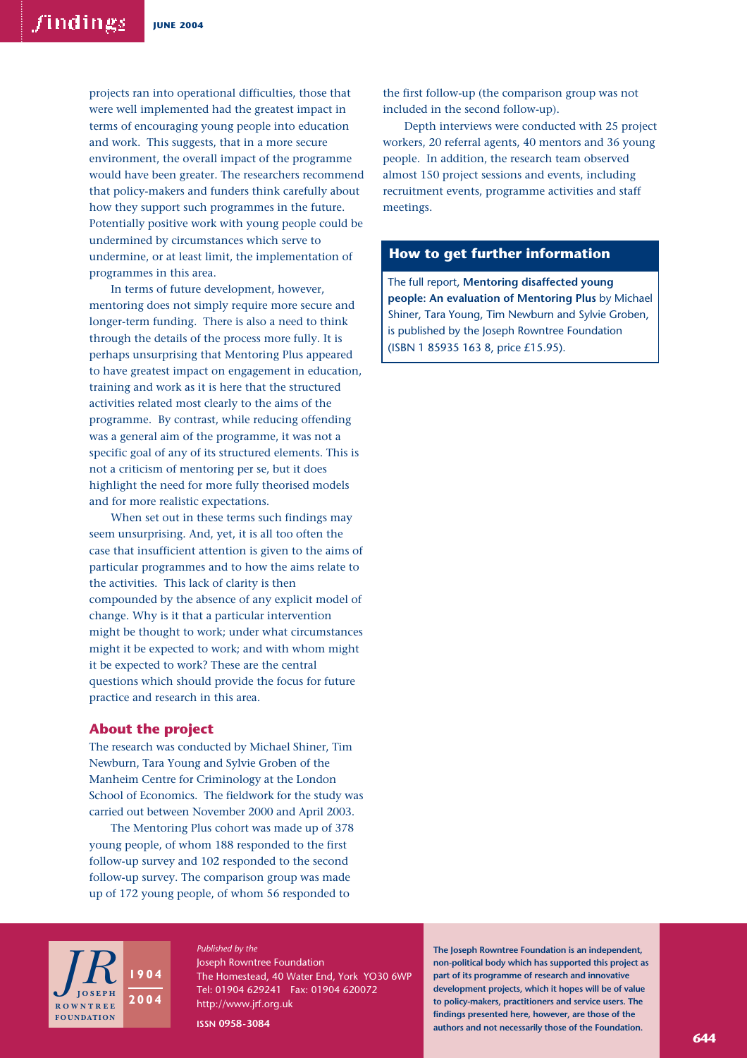projects ran into operational difficulties, those that were well implemented had the greatest impact in terms of encouraging young people into education and work. This suggests, that in a more secure environment, the overall impact of the programme would have been greater. The researchers recommend that policy-makers and funders think carefully about how they support such programmes in the future. Potentially positive work with young people could be undermined by circumstances which serve to undermine, or at least limit, the implementation of programmes in this area.

In terms of future development, however, mentoring does not simply require more secure and longer-term funding. There is also a need to think through the details of the process more fully. It is perhaps unsurprising that Mentoring Plus appeared to have greatest impact on engagement in education, training and work as it is here that the structured activities related most clearly to the aims of the programme. By contrast, while reducing offending was a general aim of the programme, it was not a specific goal of any of its structured elements. This is not a criticism of mentoring per se, but it does highlight the need for more fully theorised models and for more realistic expectations.

When set out in these terms such findings may seem unsurprising. And, yet, it is all too often the case that insufficient attention is given to the aims of particular programmes and to how the aims relate to the activities. This lack of clarity is then compounded by the absence of any explicit model of change. Why is it that a particular intervention might be thought to work; under what circumstances might it be expected to work; and with whom might it be expected to work? These are the central questions which should provide the focus for future practice and research in this area.

## About the project

The research was conducted by Michael Shiner, Tim Newburn, Tara Young and Sylvie Groben of the Manheim Centre for Criminology at the London School of Economics. The fieldwork for the study was carried out between November 2000 and April 2003.

The Mentoring Plus cohort was made up of 378 young people, of whom 188 responded to the first follow-up survey and 102 responded to the second follow-up survey. The comparison group was made up of 172 young people, of whom 56 responded to the first follow-up (the comparison group was not included in the second follow-up).

Depth interviews were conducted with 25 project workers, 20 referral agents, 40 mentors and 36 young people. In addition, the research team observed almost 150 project sessions and events, including recruitment events, programme activities and staff meetings.

## How to get further information

The full report, **Mentoring disaffected young people: An evaluation of Mentoring Plus** by Michael Shiner, Tara Young, Tim Newburn and Sylvie Groben, is published by the Joseph Rowntree Foundation (ISBN 1 85935 163 8, price £15.95).

*Published by the*
Joseph Rowntree Foundation
The Homestead, 40 Water End, York YO30 6WP
Tel: 01904 629241 Fax: 01904 620072
http://www.jrf.org.uk

ISSN 0958-3084

**The Joseph Rowntree Foundation is an independent, non-political body which has supported this project as part of its programme of research and innovative development projects, which it hopes will be of value to policy-makers, practitioners and service users. The findings presented here, however, are those of the authors and not necessarily those of the Foundation.**

644